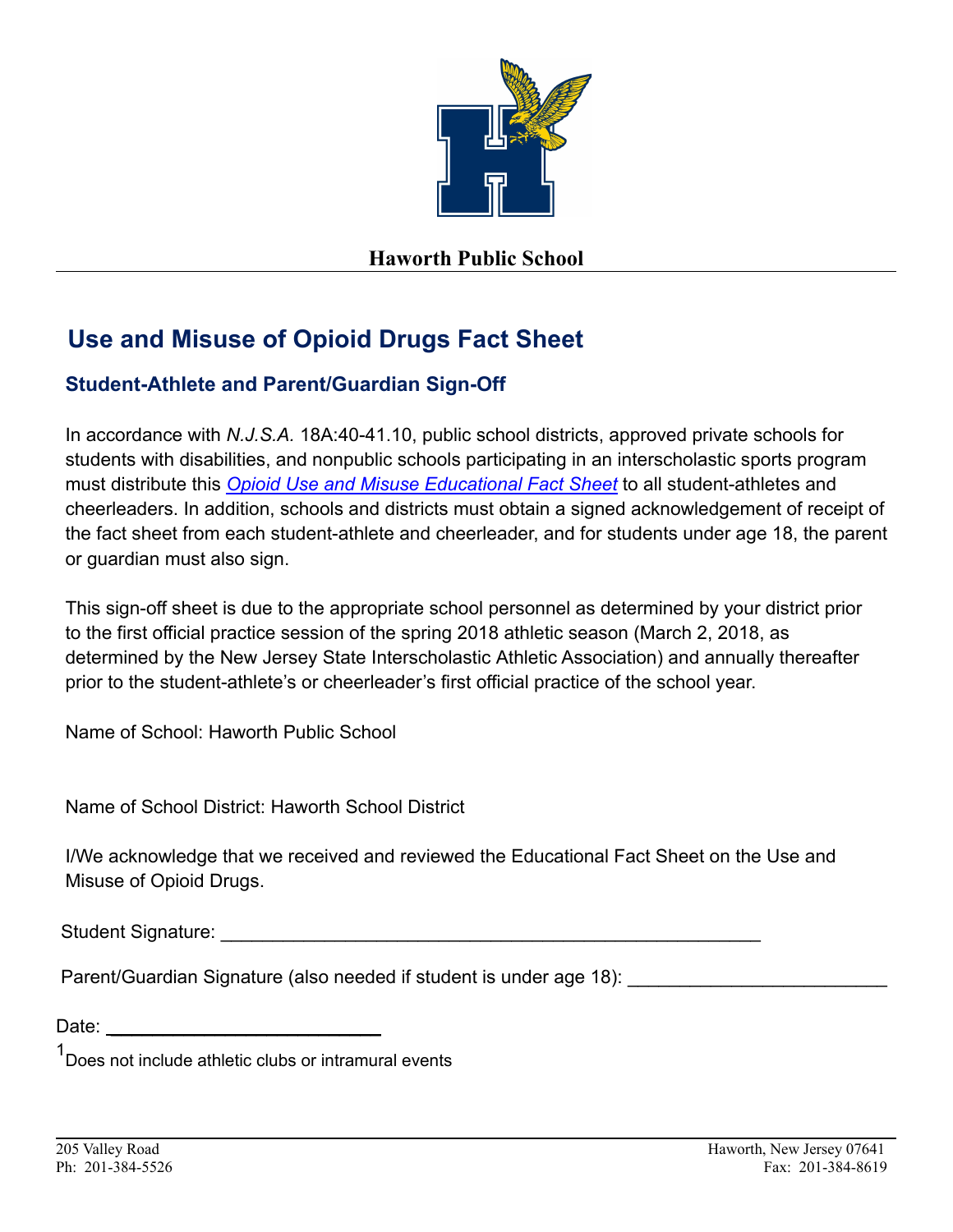**Haworth Public School**

# Use and Misuse of Opioid Drugs Fact Sheet

## Student-Athlete and Parent/Guardian Sign-Off

In accordance with *N.J.S.A.* 18A:40-41.10, public school districts, approved private schools for students with disabilities, and nonpublic schools participating in an interscholastic sports program must distribute this *Opioid Use and Misuse Educational Fact Sheet* to all student-athletes and cheerleaders. In addition, schools and districts must obtain a signed acknowledgement of receipt of the fact sheet from each student-athlete and cheerleader, and for students under age 18, the parent or guardian must also sign.

This sign-off sheet is due to the appropriate school personnel as determined by your district prior to the first official practice session of the spring 2018 athletic season (March 2, 2018, as determined by the New Jersey State Interscholastic Athletic Association) and annually thereafter prior to the student-athlete's or cheerleader's first official practice of the school year.

Name of School: Haworth Public School

Name of School District: Haworth School District

I/We acknowledge that we received and reviewed the Educational Fact Sheet on the Use and Misuse of Opioid Drugs.

Student Signature: ____________________________________________________

Parent/Guardian Signature (also needed if student is under age 18): ________________________

Date: ___________________________

[1] Does not include athletic clubs or intramural events

205 Valley Road
Ph: 201-384-5526

Haworth, New Jersey 07641
Fax: 201-384-8619